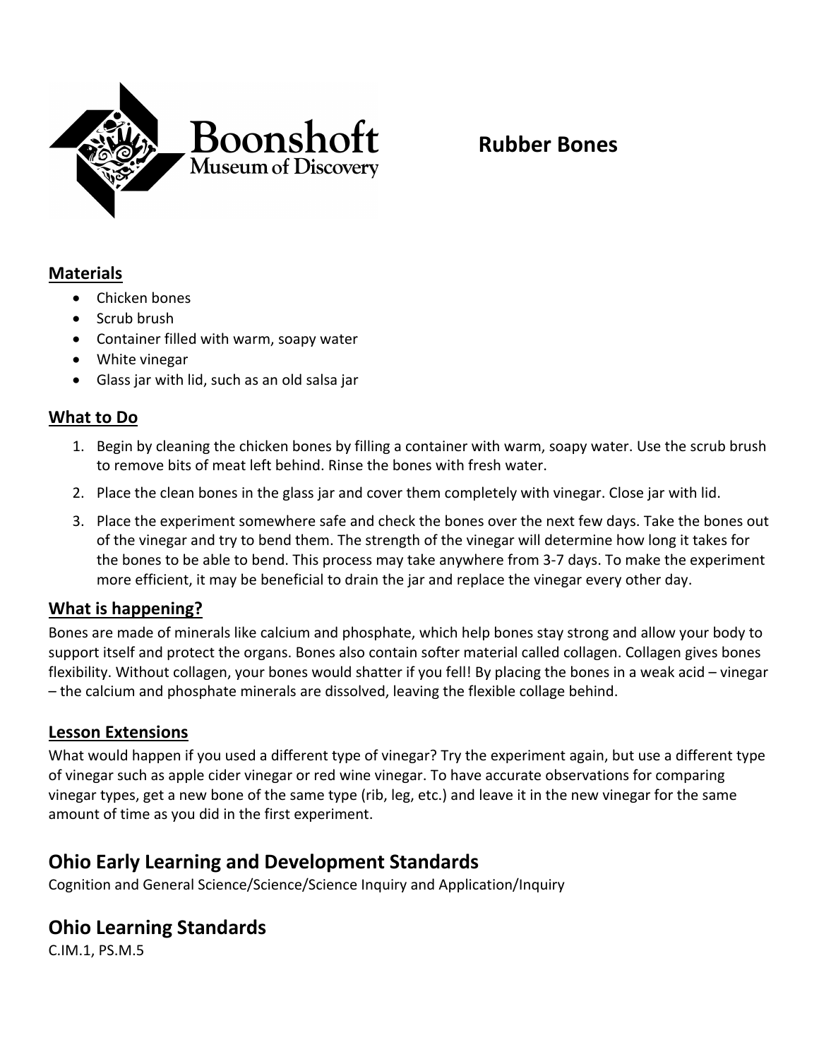Boonshoft Museum of Discovery

# Rubber Bones

## Materials

- Chicken bones
- Scrub brush
- Container filled with warm, soapy water
- White vinegar
- Glass jar with lid, such as an old salsa jar

## What to Do

1. Begin by cleaning the chicken bones by filling a container with warm, soapy water. Use the scrub brush to remove bits of meat left behind. Rinse the bones with fresh water.
2. Place the clean bones in the glass jar and cover them completely with vinegar. Close jar with lid.
3. Place the experiment somewhere safe and check the bones over the next few days. Take the bones out of the vinegar and try to bend them. The strength of the vinegar will determine how long it takes for the bones to be able to bend. This process may take anywhere from 3-7 days. To make the experiment more efficient, it may be beneficial to drain the jar and replace the vinegar every other day.

## What is happening?

Bones are made of minerals like calcium and phosphate, which help bones stay strong and allow your body to support itself and protect the organs. Bones also contain softer material called collagen. Collagen gives bones flexibility. Without collagen, your bones would shatter if you fell! By placing the bones in a weak acid – vinegar – the calcium and phosphate minerals are dissolved, leaving the flexible collage behind.

## Lesson Extensions

What would happen if you used a different type of vinegar? Try the experiment again, but use a different type of vinegar such as apple cider vinegar or red wine vinegar. To have accurate observations for comparing vinegar types, get a new bone of the same type (rib, leg, etc.) and leave it in the new vinegar for the same amount of time as you did in the first experiment.

## Ohio Early Learning and Development Standards

Cognition and General Science/Science/Science Inquiry and Application/Inquiry

## Ohio Learning Standards

C.IM.1, PS.M.5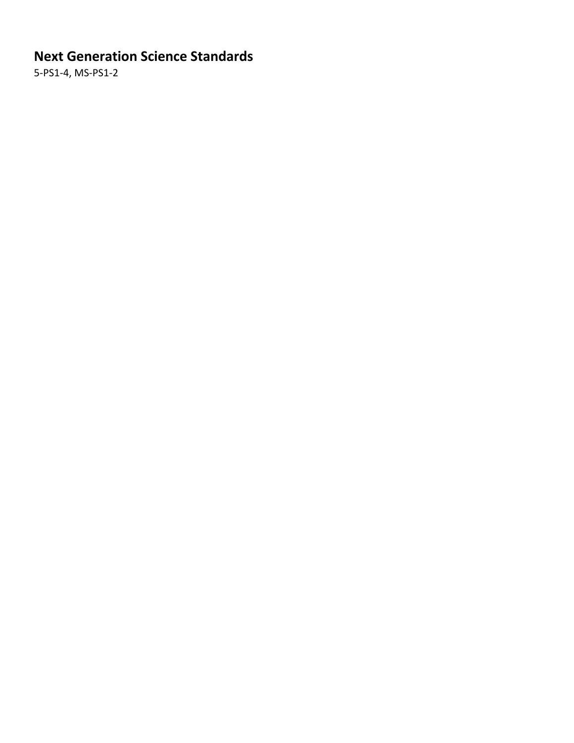**Next Generation Science Standards**

5-PS1-4, MS-PS1-2